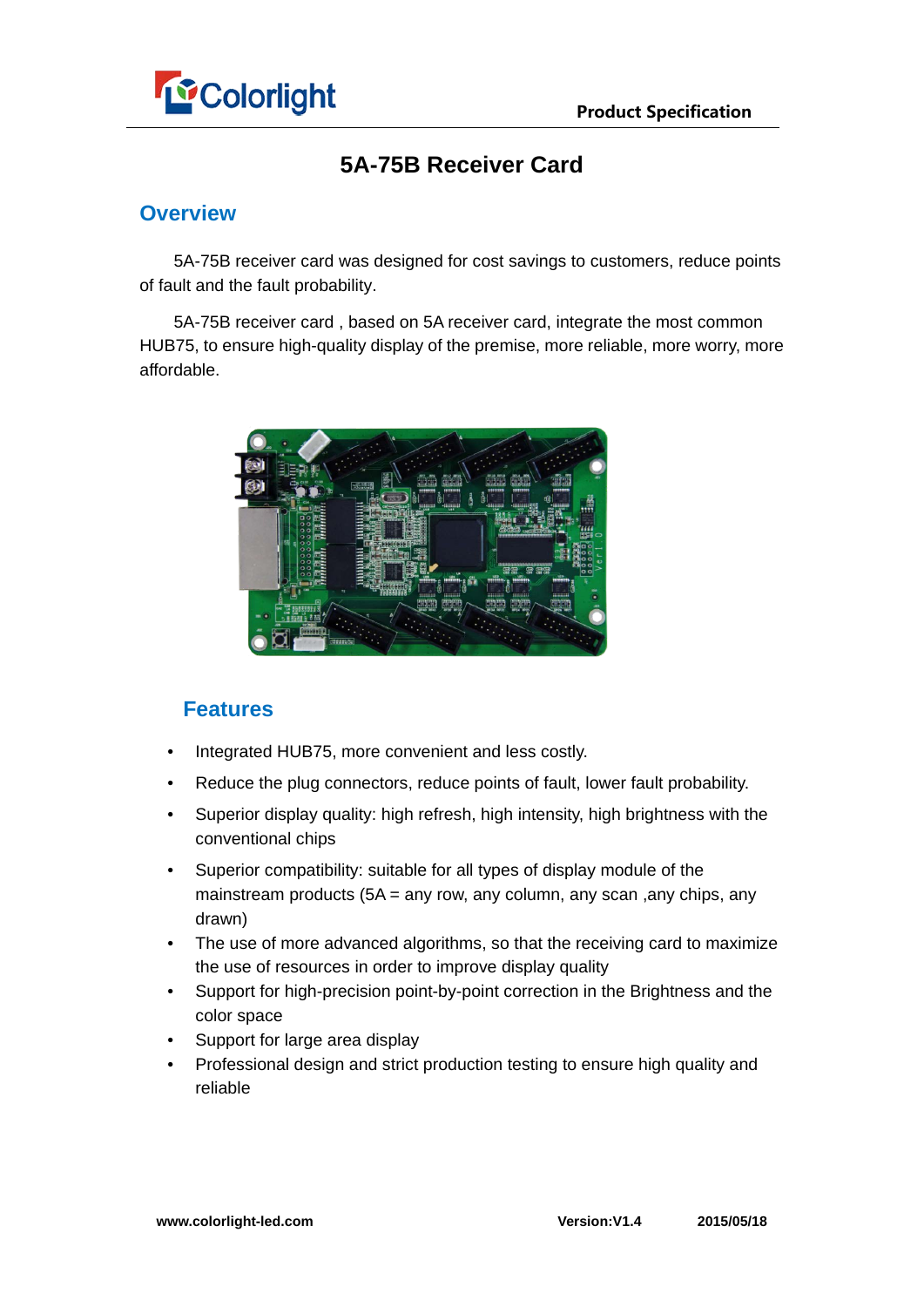# 5A-75B Receiver Card

## Overview

5A-75B receiver card was designed for cost savings to customers, reduce points of fault and the fault probability.

5A-75B receiver card , based on 5A receiver card, integrate the most common HUB75, to ensure high-quality display of the premise, more reliable, more worry, more affordable.

## Features

- Integrated HUB75, more convenient and less costly.
- Reduce the plug connectors, reduce points of fault, lower fault probability.
- Superior display quality: high refresh, high intensity, high brightness with the conventional chips
- Superior compatibility: suitable for all types of display module of the mainstream products (5A = any row, any column, any scan ,any chips, any drawn)
- The use of more advanced algorithms, so that the receiving card to maximize the use of resources in order to improve display quality
- Support for high-precision point-by-point correction in the Brightness and the color space
- Support for large area display
- Professional design and strict production testing to ensure high quality and reliable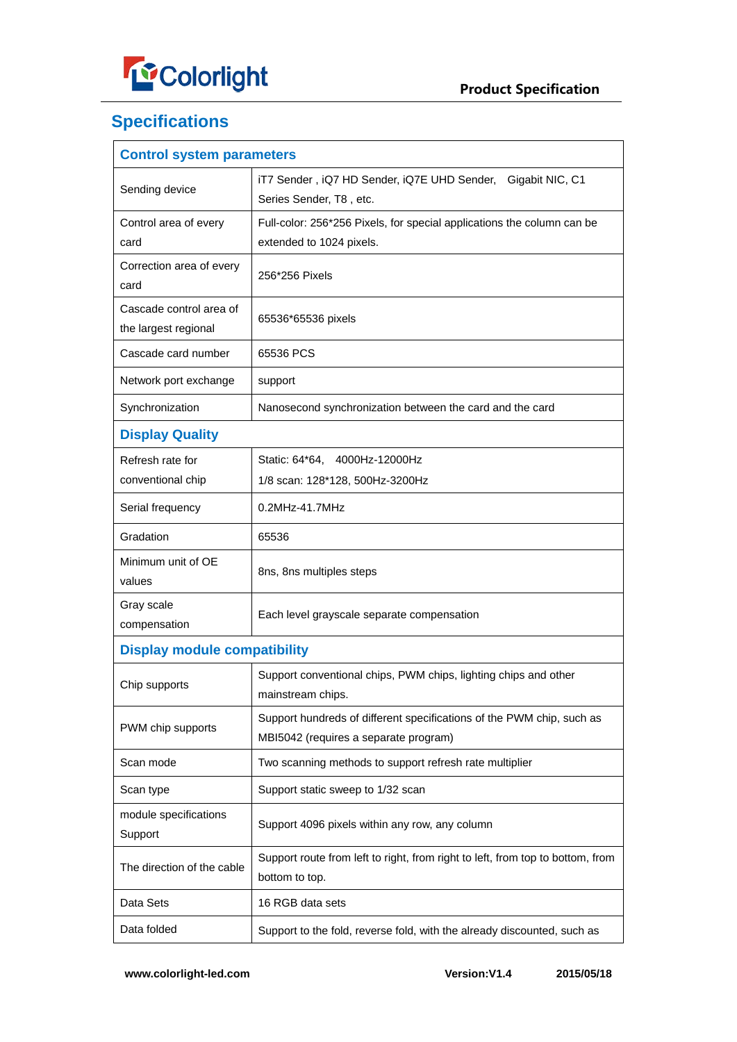## Specifications

| Control system parameters | |
|---|---|
| Sending device | iT7 Sender , iQ7 HD Sender, iQ7E UHD Sender, Gigabit NIC, C1 Series Sender, T8 , etc. |
| Control area of every card | Full-color: 256*256 Pixels, for special applications the column can be extended to 1024 pixels. |
| Correction area of every card | 256*256 Pixels |
| Cascade control area of the largest regional | 65536*65536 pixels |
| Cascade card number | 65536 PCS |
| Network port exchange | support |
| Synchronization | Nanosecond synchronization between the card and the card |
| **Display Quality** | |
| Refresh rate for conventional chip | Static: 64*64, 4000Hz-12000Hz<br>1/8 scan: 128*128, 500Hz-3200Hz |
| Serial frequency | 0.2MHz-41.7MHz |
| Gradation | 65536 |
| Minimum unit of OE values | 8ns, 8ns multiples steps |
| Gray scale compensation | Each level grayscale separate compensation |
| **Display module compatibility** | |
| Chip supports | Support conventional chips, PWM chips, lighting chips and other mainstream chips. |
| PWM chip supports | Support hundreds of different specifications of the PWM chip, such as MBI5042 (requires a separate program) |
| Scan mode | Two scanning methods to support refresh rate multiplier |
| Scan type | Support static sweep to 1/32 scan |
| module specifications Support | Support 4096 pixels within any row, any column |
| The direction of the cable | Support route from left to right, from right to left, from top to bottom, from bottom to top. |
| Data Sets | 16 RGB data sets |
| Data folded | Support to the fold, reverse fold, with the already discounted, such as |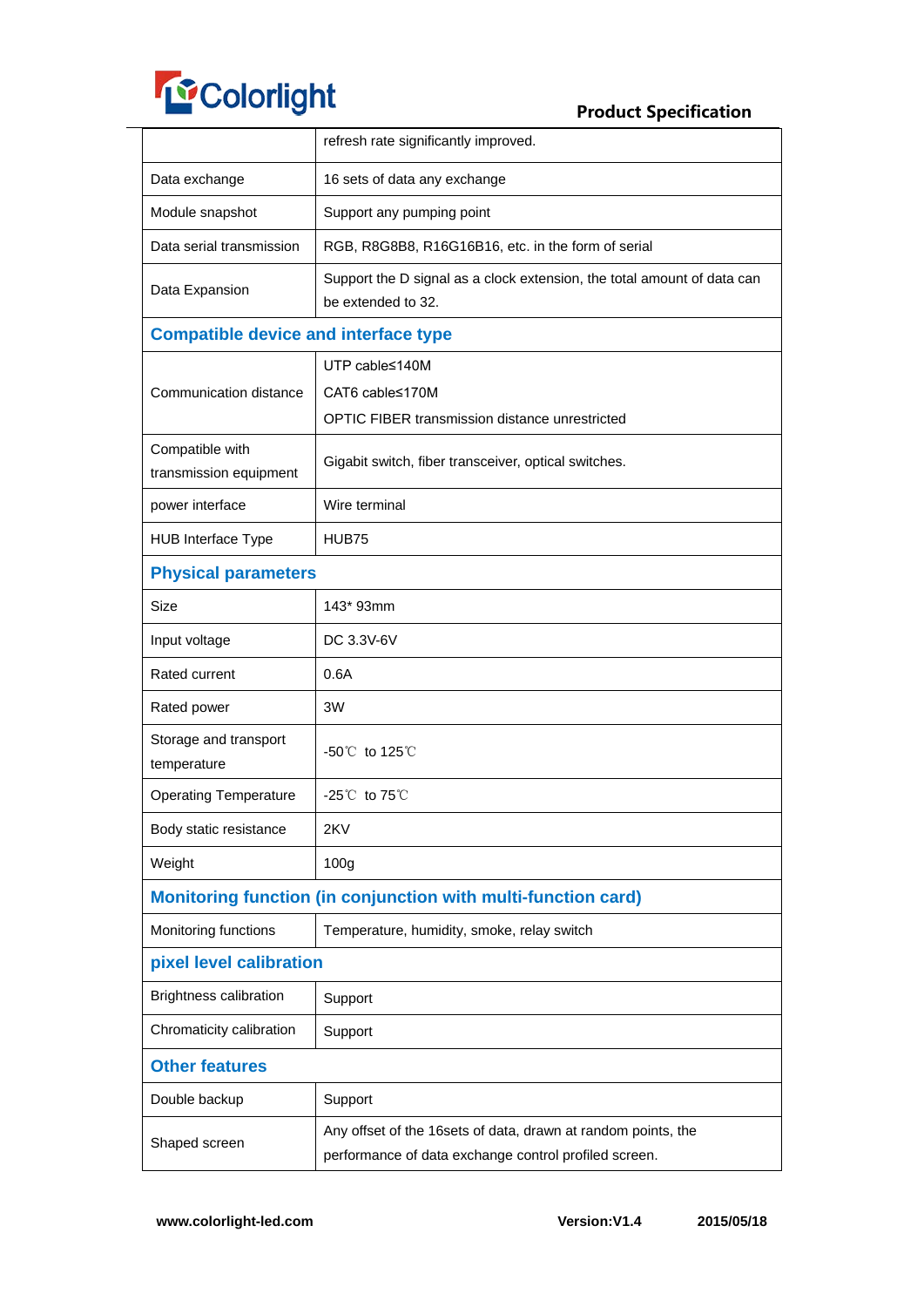| | |
|---|---|
| | refresh rate significantly improved. |
| Data exchange | 16 sets of data any exchange |
| Module snapshot | Support any pumping point |
| Data serial transmission | RGB, R8G8B8, R16G16B16, etc. in the form of serial |
| Data Expansion | Support the D signal as a clock extension, the total amount of data can be extended to 32. |
| **Compatible device and interface type** | |
| Communication distance | UTP cable≤140M<br>CAT6 cable≤170M<br>OPTIC FIBER transmission distance unrestricted |
| Compatible with transmission equipment | Gigabit switch, fiber transceiver, optical switches. |
| power interface | Wire terminal |
| HUB Interface Type | HUB75 |
| **Physical parameters** | |
| Size | 143* 93mm |
| Input voltage | DC 3.3V-6V |
| Rated current | 0.6A |
| Rated power | 3W |
| Storage and transport temperature | -50℃ to 125℃ |
| Operating Temperature | -25℃ to 75℃ |
| Body static resistance | 2KV |
| Weight | 100g |
| **Monitoring function (in conjunction with multi-function card)** | |
| Monitoring functions | Temperature, humidity, smoke, relay switch |
| **pixel level calibration** | |
| Brightness calibration | Support |
| Chromaticity calibration | Support |
| **Other features** | |
| Double backup | Support |
| Shaped screen | Any offset of the 16sets of data, drawn at random points, the performance of data exchange control profiled screen. |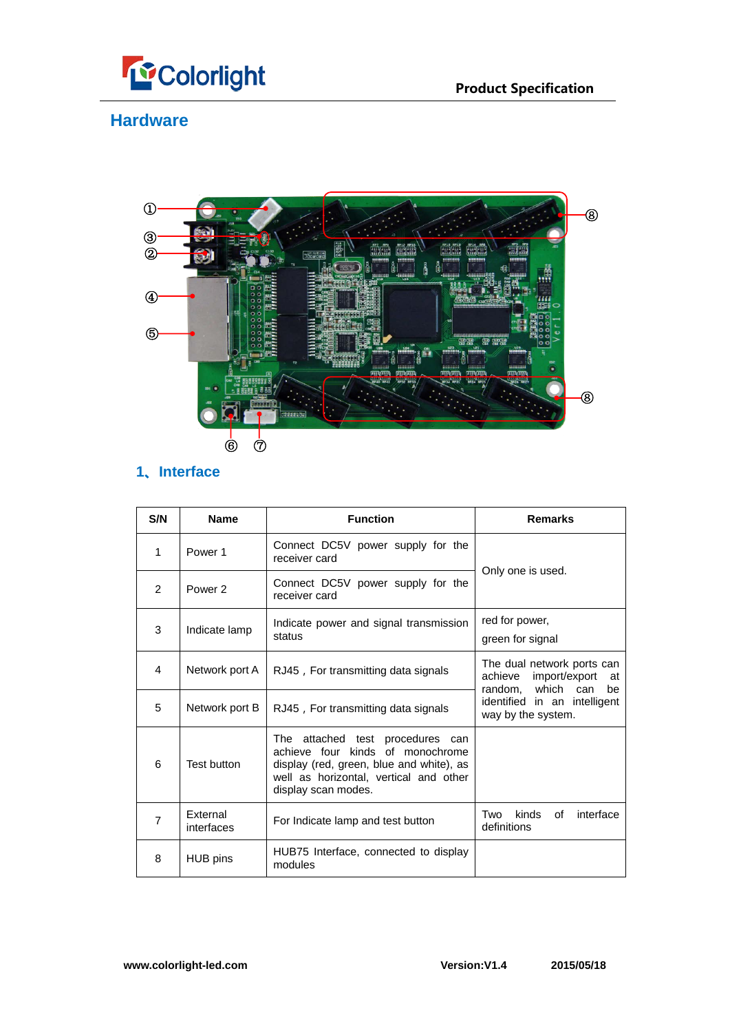# Hardware

## 1、Interface

| S/N | Name | Function | Remarks |
|---|---|---|---|
| 1 | Power 1 | Connect DC5V power supply for the receiver card | Only one is used. |
| 2 | Power 2 | Connect DC5V power supply for the receiver card | |
| 3 | Indicate lamp | Indicate power and signal transmission status | red for power, green for signal |
| 4 | Network port A | RJ45，For transmitting data signals | The dual network ports can achieve import/export at random, which can be identified in an intelligent way by the system. |
| 5 | Network port B | RJ45，For transmitting data signals | |
| 6 | Test button | The attached test procedures can achieve four kinds of monochrome display (red, green, blue and white), as well as horizontal, vertical and other display scan modes. | |
| 7 | External interfaces | For Indicate lamp and test button | Two kinds of interface definitions |
| 8 | HUB pins | HUB75 Interface, connected to display modules | |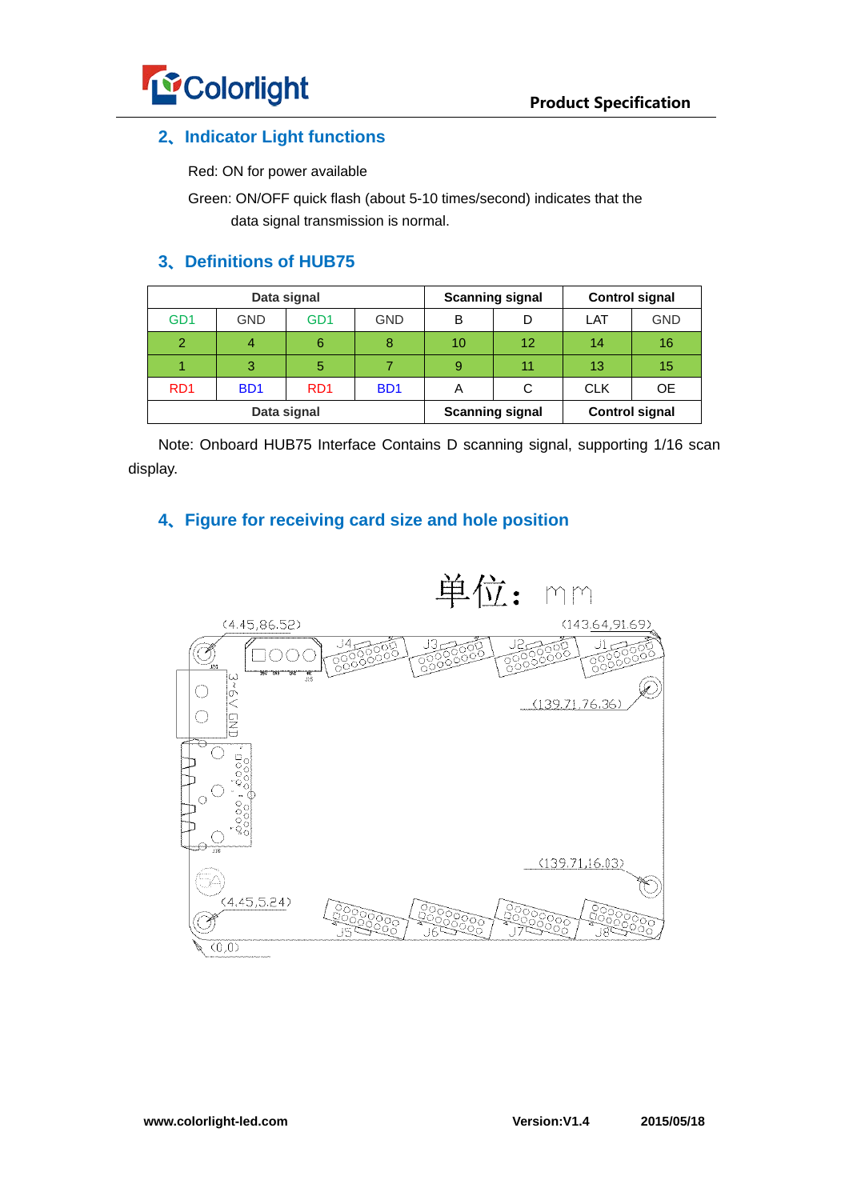## 2、Indicator Light functions

Red: ON for power available

Green: ON/OFF quick flash (about 5-10 times/second) indicates that the data signal transmission is normal.

## 3、Definitions of HUB75

| Data signal | | | | Scanning signal | | Control signal | |
|---|---|---|---|---|---|---|---|
| GD1 | GND | GD1 | GND | B | D | LAT | GND |
| 2 | 4 | 6 | 8 | 10 | 12 | 14 | 16 |
| 1 | 3 | 5 | 7 | 9 | 11 | 13 | 15 |
| RD1 | BD1 | RD1 | BD1 | A | C | CLK | OE |
| Data signal | | | | Scanning signal | | Control signal | |

Note: Onboard HUB75 Interface Contains D scanning signal, supporting 1/16 scan display.

## 4、Figure for receiving card size and hole position

单位：mm

(4.45,86.52)

(143.64,91.69)

(139.71,76.36)

3~6V GND

J1 J2 J3 J4

(139.71,16.03)

(4.45,5.24)

J5 J6 J7 J8

(0,0)